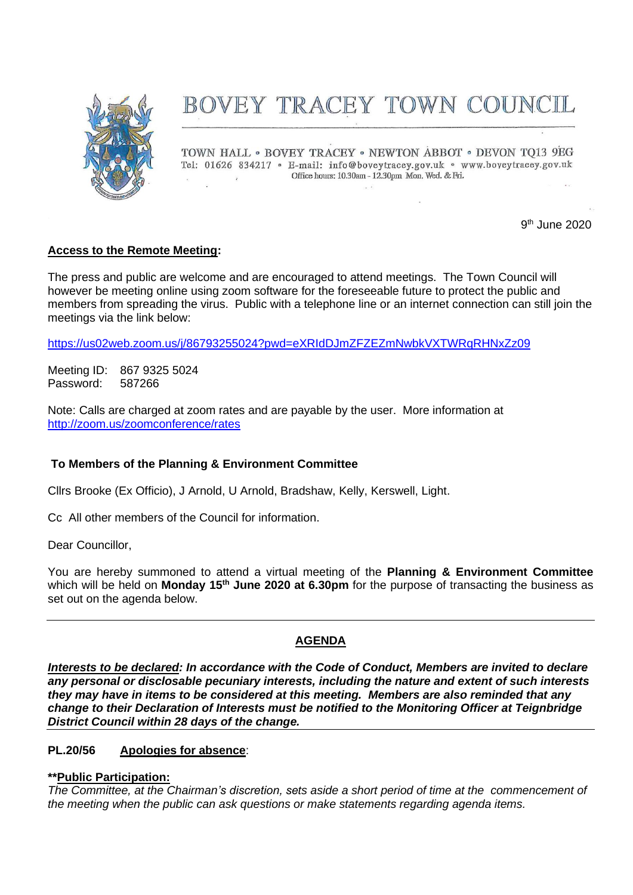# BOVEY TRACEY TOWN COUNCIL

TOWN HALL • BOVEY TRACEY • NEWTON ABBOT • DEVON TQ13 9EG
Tel: 01626 834217 • E-mail: info@boveytracey.gov.uk • www.boveytracey.gov.uk
Office hours: 10.30am - 12.30pm Mon. Wed. & Fri.

9th June 2020

**Access to the Remote Meeting:**

The press and public are welcome and are encouraged to attend meetings. The Town Council will however be meeting online using zoom software for the foreseeable future to protect the public and members from spreading the virus. Public with a telephone line or an internet connection can still join the meetings via the link below:

https://us02web.zoom.us/j/86793255024?pwd=eXRIdDJmZFZEZmNwbkVXTWRqRHNxZz09

Meeting ID: 867 9325 5024
Password: 587266

Note: Calls are charged at zoom rates and are payable by the user. More information at http://zoom.us/zoomconference/rates

**To Members of the Planning & Environment Committee**

Cllrs Brooke (Ex Officio), J Arnold, U Arnold, Bradshaw, Kelly, Kerswell, Light.

Cc All other members of the Council for information.

Dear Councillor,

You are hereby summoned to attend a virtual meeting of the **Planning & Environment Committee** which will be held on **Monday 15th June 2020 at 6.30pm** for the purpose of transacting the business as set out on the agenda below.

---

## AGENDA

***Interests to be declared*: In accordance with the Code of Conduct, Members are invited to declare any personal or disclosable pecuniary interests, including the nature and extent of such interests they may have in items to be considered at this meeting. Members are also reminded that any change to their Declaration of Interests must be notified to the Monitoring Officer at Teignbridge District Council within 28 days of the change.**

---

**PL.20/56 Apologies for absence**:

****Public Participation:**
*The Committee, at the Chairman's discretion, sets aside a short period of time at the commencement of the meeting when the public can ask questions or make statements regarding agenda items.*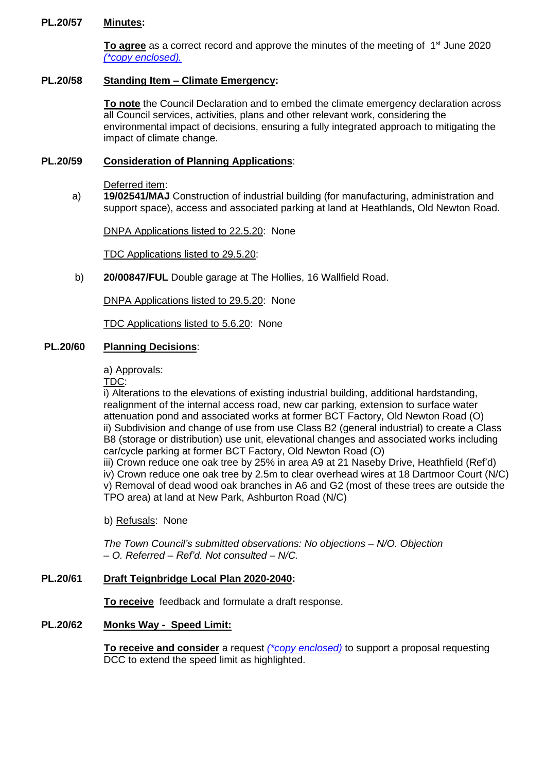**PL.20/57** **Minutes:**

**To agree** as a correct record and approve the minutes of the meeting of 1st June 2020 *(\*copy enclosed).*

**PL.20/58** **Standing Item – Climate Emergency:**

**To note** the Council Declaration and to embed the climate emergency declaration across all Council services, activities, plans and other relevant work, considering the environmental impact of decisions, ensuring a fully integrated approach to mitigating the impact of climate change.

**PL.20/59** **Consideration of Planning Applications**:

Deferred item:

a) **19/02541/MAJ** Construction of industrial building (for manufacturing, administration and support space), access and associated parking at land at Heathlands, Old Newton Road.

DNPA Applications listed to 22.5.20: None

TDC Applications listed to 29.5.20:

b) **20/00847/FUL** Double garage at The Hollies, 16 Wallfield Road.

DNPA Applications listed to 29.5.20: None

TDC Applications listed to 5.6.20: None

**PL.20/60** **Planning Decisions**:

a) Approvals:

TDC:

i) Alterations to the elevations of existing industrial building, additional hardstanding, realignment of the internal access road, new car parking, extension to surface water attenuation pond and associated works at former BCT Factory, Old Newton Road (O)
ii) Subdivision and change of use from use Class B2 (general industrial) to create a Class B8 (storage or distribution) use unit, elevational changes and associated works including car/cycle parking at former BCT Factory, Old Newton Road (O)
iii) Crown reduce one oak tree by 25% in area A9 at 21 Naseby Drive, Heathfield (Ref'd)
iv) Crown reduce one oak tree by 2.5m to clear overhead wires at 18 Dartmoor Court (N/C)
v) Removal of dead wood oak branches in A6 and G2 (most of these trees are outside the TPO area) at land at New Park, Ashburton Road (N/C)

b) Refusals: None

*The Town Council's submitted observations: No objections – N/O. Objection – O. Referred – Ref'd. Not consulted – N/C.*

**PL.20/61** **Draft Teignbridge Local Plan 2020-2040:**

**To receive** feedback and formulate a draft response.

**PL.20/62** **Monks Way - Speed Limit:**

**To receive and consider** a request *(\*copy enclosed)* to support a proposal requesting DCC to extend the speed limit as highlighted.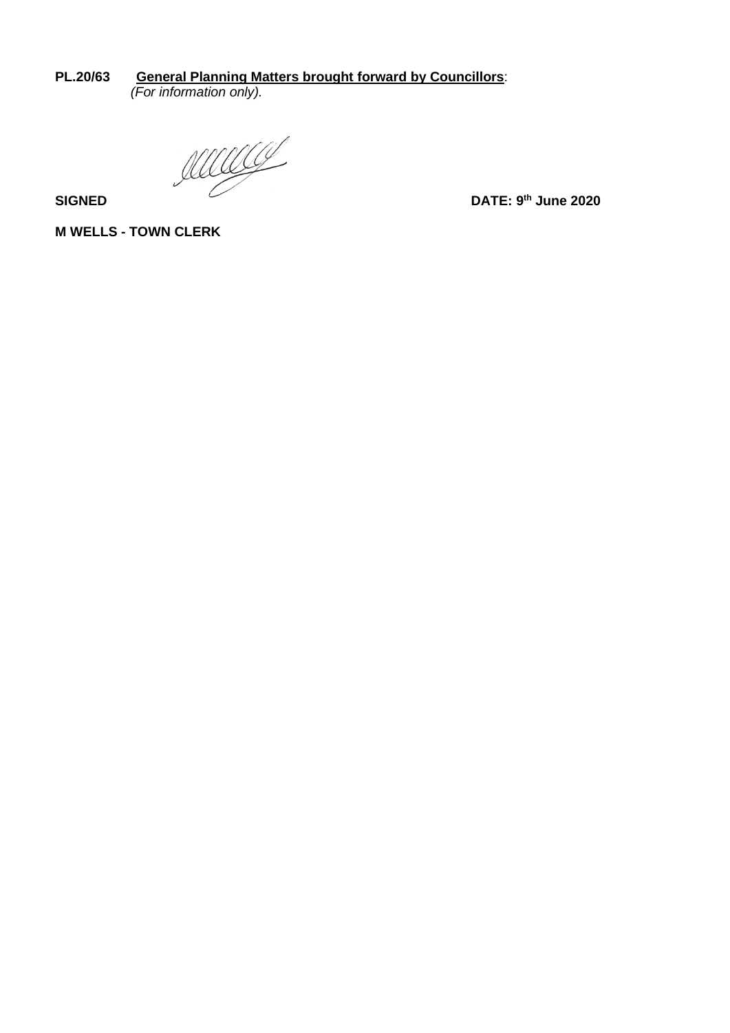**PL.20/63 General Planning Matters brought forward by Councillors**:
*(For information only).*

**SIGNED** **DATE: 9th June 2020**

**M WELLS - TOWN CLERK**